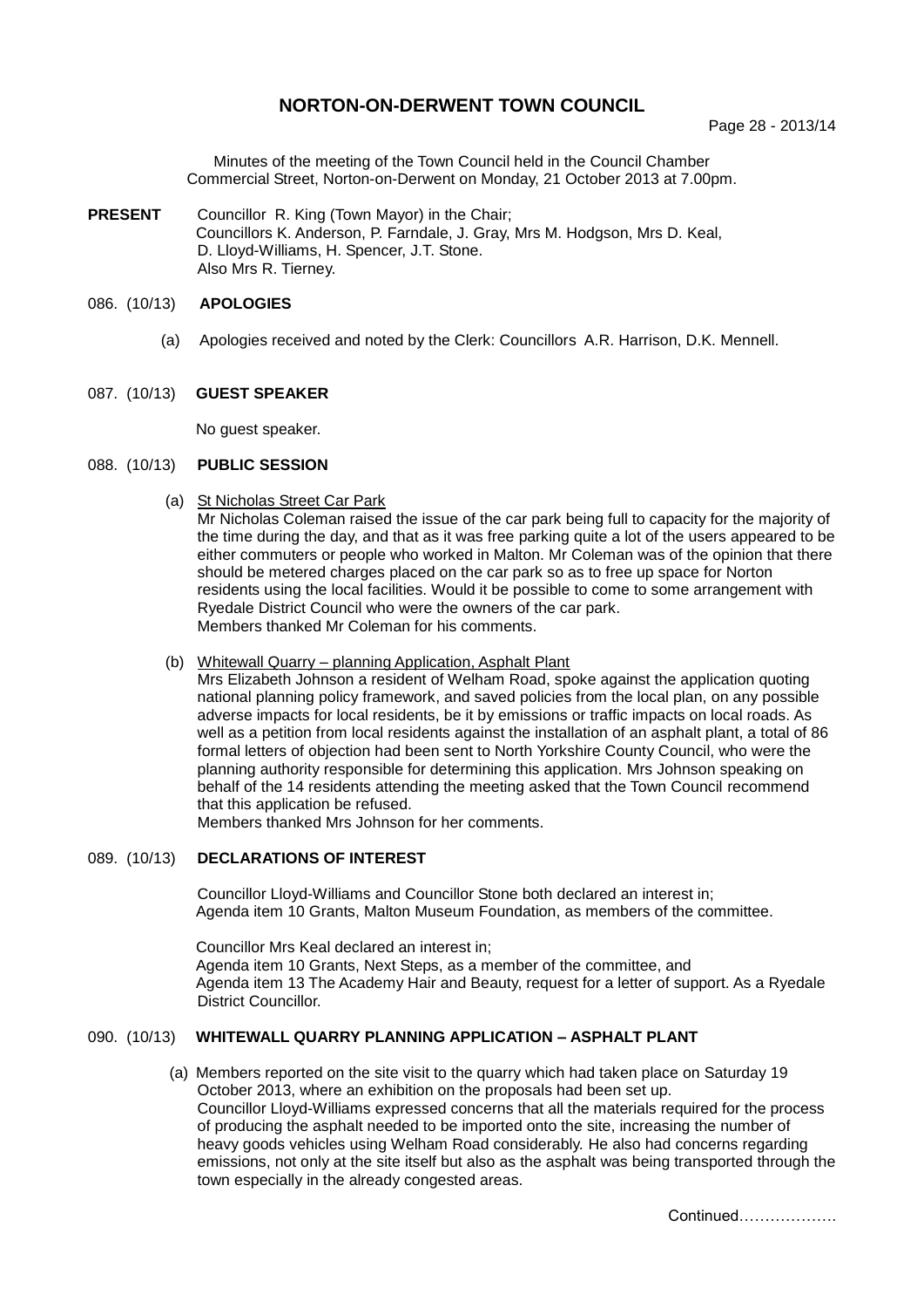# NORTON-ON-DERWENT TOWN COUNCIL

Minutes of the meeting of the Town Council held in the Council Chamber Commercial Street, Norton-on-Derwent on Monday, 21 October 2013 at 7.00pm.

**PRESENT** Councillor R. King (Town Mayor) in the Chair;
Councillors K. Anderson, P. Farndale, J. Gray, Mrs M. Hodgson, Mrs D. Keal, D. Lloyd-Williams, H. Spencer, J.T. Stone.
Also Mrs R. Tierney.

## 086. (10/13) APOLOGIES

(a) Apologies received and noted by the Clerk: Councillors A.R. Harrison, D.K. Mennell.

## 087. (10/13) GUEST SPEAKER

No guest speaker.

## 088. (10/13) PUBLIC SESSION

(a) St Nicholas Street Car Park
Mr Nicholas Coleman raised the issue of the car park being full to capacity for the majority of the time during the day, and that as it was free parking quite a lot of the users appeared to be either commuters or people who worked in Malton. Mr Coleman was of the opinion that there should be metered charges placed on the car park so as to free up space for Norton residents using the local facilities. Would it be possible to come to some arrangement with Ryedale District Council who were the owners of the car park.
Members thanked Mr Coleman for his comments.

(b) Whitewall Quarry – planning Application, Asphalt Plant
Mrs Elizabeth Johnson a resident of Welham Road, spoke against the application quoting national planning policy framework, and saved policies from the local plan, on any possible adverse impacts for local residents, be it by emissions or traffic impacts on local roads. As well as a petition from local residents against the installation of an asphalt plant, a total of 86 formal letters of objection had been sent to North Yorkshire County Council, who were the planning authority responsible for determining this application. Mrs Johnson speaking on behalf of the 14 residents attending the meeting asked that the Town Council recommend that this application be refused.
Members thanked Mrs Johnson for her comments.

## 089. (10/13) DECLARATIONS OF INTEREST

Councillor Lloyd-Williams and Councillor Stone both declared an interest in;
Agenda item 10 Grants, Malton Museum Foundation, as members of the committee.

Councillor Mrs Keal declared an interest in;
Agenda item 10 Grants, Next Steps, as a member of the committee, and
Agenda item 13 The Academy Hair and Beauty, request for a letter of support. As a Ryedale District Councillor.

## 090. (10/13) WHITEWALL QUARRY PLANNING APPLICATION – ASPHALT PLANT

(a) Members reported on the site visit to the quarry which had taken place on Saturday 19 October 2013, where an exhibition on the proposals had been set up.
Councillor Lloyd-Williams expressed concerns that all the materials required for the process of producing the asphalt needed to be imported onto the site, increasing the number of heavy goods vehicles using Welham Road considerably. He also had concerns regarding emissions, not only at the site itself but also as the asphalt was being transported through the town especially in the already congested areas.

Continued……………….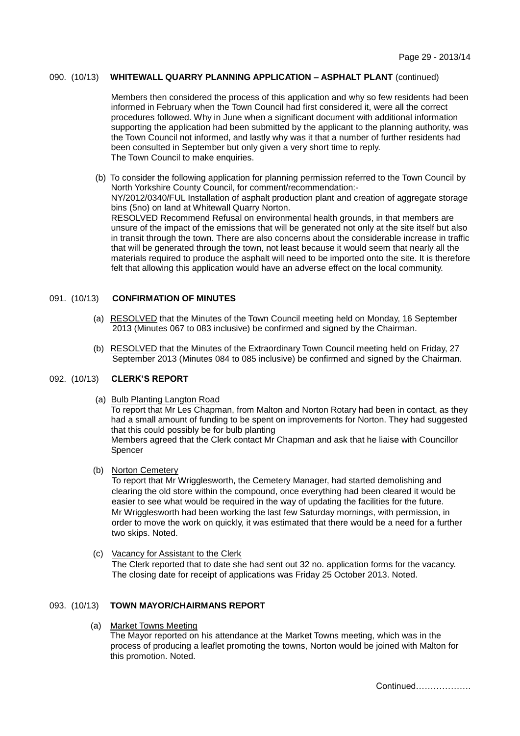## 090. (10/13) **WHITEWALL QUARRY PLANNING APPLICATION – ASPHALT PLANT** (continued)

Members then considered the process of this application and why so few residents had been informed in February when the Town Council had first considered it, were all the correct procedures followed. Why in June when a significant document with additional information supporting the application had been submitted by the applicant to the planning authority, was the Town Council not informed, and lastly why was it that a number of further residents had been consulted in September but only given a very short time to reply.
The Town Council to make enquiries.

(b) To consider the following application for planning permission referred to the Town Council by North Yorkshire County Council, for comment/recommendation:-
NY/2012/0340/FUL Installation of asphalt production plant and creation of aggregate storage bins (5no) on land at Whitewall Quarry Norton.
RESOLVED Recommend Refusal on environmental health grounds, in that members are unsure of the impact of the emissions that will be generated not only at the site itself but also in transit through the town. There are also concerns about the considerable increase in traffic that will be generated through the town, not least because it would seem that nearly all the materials required to produce the asphalt will need to be imported onto the site. It is therefore felt that allowing this application would have an adverse effect on the local community.

## 091. (10/13) **CONFIRMATION OF MINUTES**

(a) RESOLVED that the Minutes of the Town Council meeting held on Monday, 16 September 2013 (Minutes 067 to 083 inclusive) be confirmed and signed by the Chairman.

(b) RESOLVED that the Minutes of the Extraordinary Town Council meeting held on Friday, 27 September 2013 (Minutes 084 to 085 inclusive) be confirmed and signed by the Chairman.

## 092. (10/13) **CLERK'S REPORT**

(a) Bulb Planting Langton Road
To report that Mr Les Chapman, from Malton and Norton Rotary had been in contact, as they had a small amount of funding to be spent on improvements for Norton. They had suggested that this could possibly be for bulb planting
Members agreed that the Clerk contact Mr Chapman and ask that he liaise with Councillor Spencer

(b) Norton Cemetery
To report that Mr Wrigglesworth, the Cemetery Manager, had started demolishing and clearing the old store within the compound, once everything had been cleared it would be easier to see what would be required in the way of updating the facilities for the future.
Mr Wrigglesworth had been working the last few Saturday mornings, with permission, in order to move the work on quickly, it was estimated that there would be a need for a further two skips. Noted.

(c) Vacancy for Assistant to the Clerk
The Clerk reported that to date she had sent out 32 no. application forms for the vacancy. The closing date for receipt of applications was Friday 25 October 2013. Noted.

## 093. (10/13) **TOWN MAYOR/CHAIRMANS REPORT**

(a) Market Towns Meeting
The Mayor reported on his attendance at the Market Towns meeting, which was in the process of producing a leaflet promoting the towns, Norton would be joined with Malton for this promotion. Noted.

Continued……………….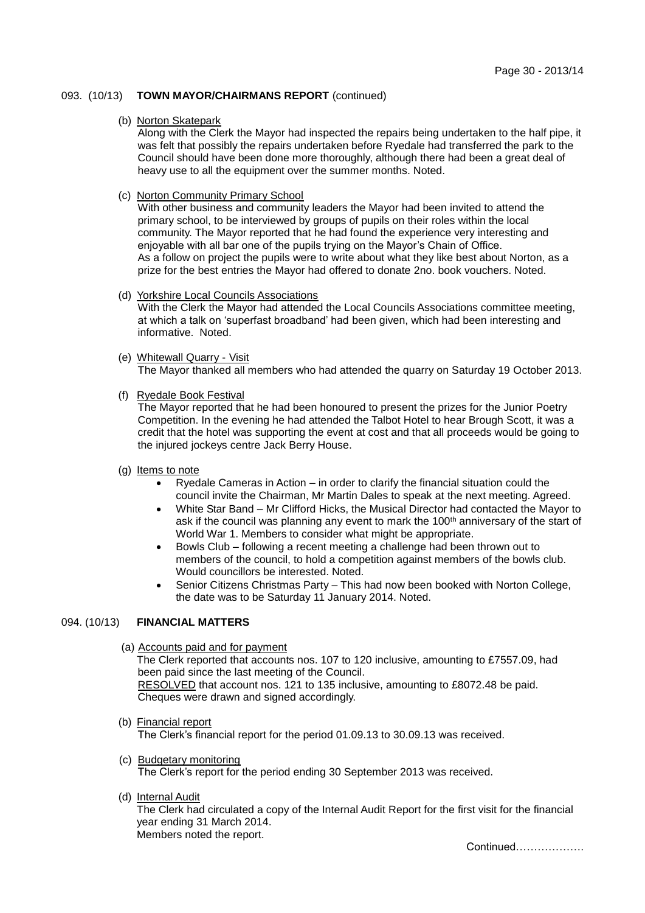### 093. (10/13) **TOWN MAYOR/CHAIRMANS REPORT** (continued)

(b) Norton Skatepark

Along with the Clerk the Mayor had inspected the repairs being undertaken to the half pipe, it was felt that possibly the repairs undertaken before Ryedale had transferred the park to the Council should have been done more thoroughly, although there had been a great deal of heavy use to all the equipment over the summer months. Noted.

(c) Norton Community Primary School

With other business and community leaders the Mayor had been invited to attend the primary school, to be interviewed by groups of pupils on their roles within the local community. The Mayor reported that he had found the experience very interesting and enjoyable with all bar one of the pupils trying on the Mayor's Chain of Office.
As a follow on project the pupils were to write about what they like best about Norton, as a prize for the best entries the Mayor had offered to donate 2no. book vouchers. Noted.

(d) Yorkshire Local Councils Associations

With the Clerk the Mayor had attended the Local Councils Associations committee meeting, at which a talk on 'superfast broadband' had been given, which had been interesting and informative. Noted.

(e) Whitewall Quarry - Visit

The Mayor thanked all members who had attended the quarry on Saturday 19 October 2013.

(f) Ryedale Book Festival

The Mayor reported that he had been honoured to present the prizes for the Junior Poetry Competition. In the evening he had attended the Talbot Hotel to hear Brough Scott, it was a credit that the hotel was supporting the event at cost and that all proceeds would be going to the injured jockeys centre Jack Berry House.

(g) Items to note

- Ryedale Cameras in Action – in order to clarify the financial situation could the council invite the Chairman, Mr Martin Dales to speak at the next meeting. Agreed.
- White Star Band – Mr Clifford Hicks, the Musical Director had contacted the Mayor to ask if the council was planning any event to mark the 100th anniversary of the start of World War 1. Members to consider what might be appropriate.
- Bowls Club – following a recent meeting a challenge had been thrown out to members of the council, to hold a competition against members of the bowls club. Would councillors be interested. Noted.
- Senior Citizens Christmas Party – This had now been booked with Norton College, the date was to be Saturday 11 January 2014. Noted.

### 094. (10/13) **FINANCIAL MATTERS**

(a) Accounts paid and for payment

The Clerk reported that accounts nos. 107 to 120 inclusive, amounting to £7557.09, had been paid since the last meeting of the Council.
RESOLVED that account nos. 121 to 135 inclusive, amounting to £8072.48 be paid. Cheques were drawn and signed accordingly.

(b) Financial report

The Clerk's financial report for the period 01.09.13 to 30.09.13 was received.

(c) Budgetary monitoring

The Clerk's report for the period ending 30 September 2013 was received.

(d) Internal Audit

The Clerk had circulated a copy of the Internal Audit Report for the first visit for the financial year ending 31 March 2014.
Members noted the report.

Continued……………….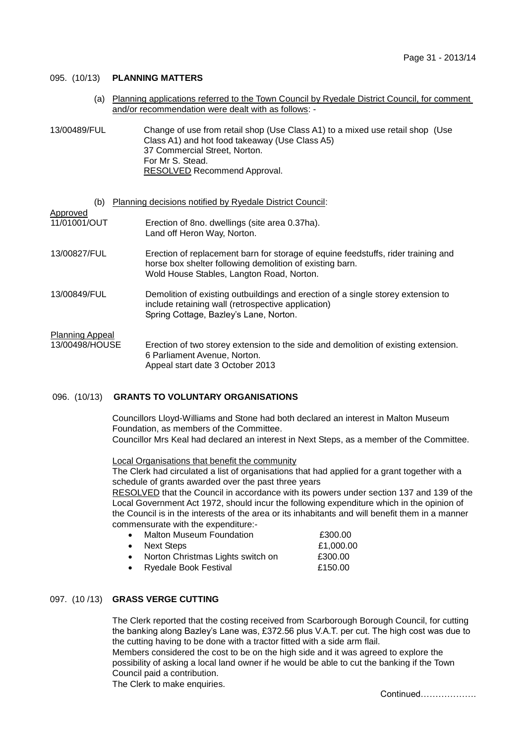095. (10/13) **PLANNING MATTERS**

(a) Planning applications referred to the Town Council by Ryedale District Council, for comment and/or recommendation were dealt with as follows: -

13/00489/FUL
Change of use from retail shop (Use Class A1) to a mixed use retail shop (Use Class A1) and hot food takeaway (Use Class A5)
37 Commercial Street, Norton.
For Mr S. Stead.
RESOLVED Recommend Approval.

(b) Planning decisions notified by Ryedale District Council:

Approved

11/01001/OUT
Erection of 8no. dwellings (site area 0.37ha).
Land off Heron Way, Norton.

13/00827/FUL
Erection of replacement barn for storage of equine feedstuffs, rider training and horse box shelter following demolition of existing barn.
Wold House Stables, Langton Road, Norton.

13/00849/FUL
Demolition of existing outbuildings and erection of a single storey extension to include retaining wall (retrospective application)
Spring Cottage, Bazley's Lane, Norton.

Planning Appeal

13/00498/HOUSE
Erection of two storey extension to the side and demolition of existing extension.
6 Parliament Avenue, Norton.
Appeal start date 3 October 2013

096. (10/13) **GRANTS TO VOLUNTARY ORGANISATIONS**

Councillors Lloyd-Williams and Stone had both declared an interest in Malton Museum Foundation, as members of the Committee.
Councillor Mrs Keal had declared an interest in Next Steps, as a member of the Committee.

Local Organisations that benefit the community

The Clerk had circulated a list of organisations that had applied for a grant together with a schedule of grants awarded over the past three years

RESOLVED that the Council in accordance with its powers under section 137 and 139 of the Local Government Act 1972, should incur the following expenditure which in the opinion of the Council is in the interests of the area or its inhabitants and will benefit them in a manner commensurate with the expenditure:-

- Malton Museum Foundation £300.00
- Next Steps £1,000.00
- Norton Christmas Lights switch on £300.00
- Ryedale Book Festival £150.00

097. (10 /13) **GRASS VERGE CUTTING**

The Clerk reported that the costing received from Scarborough Borough Council, for cutting the banking along Bazley's Lane was, £372.56 plus V.A.T. per cut. The high cost was due to the cutting having to be done with a tractor fitted with a side arm flail.
Members considered the cost to be on the high side and it was agreed to explore the possibility of asking a local land owner if he would be able to cut the banking if the Town Council paid a contribution.
The Clerk to make enquiries.

Continued……………….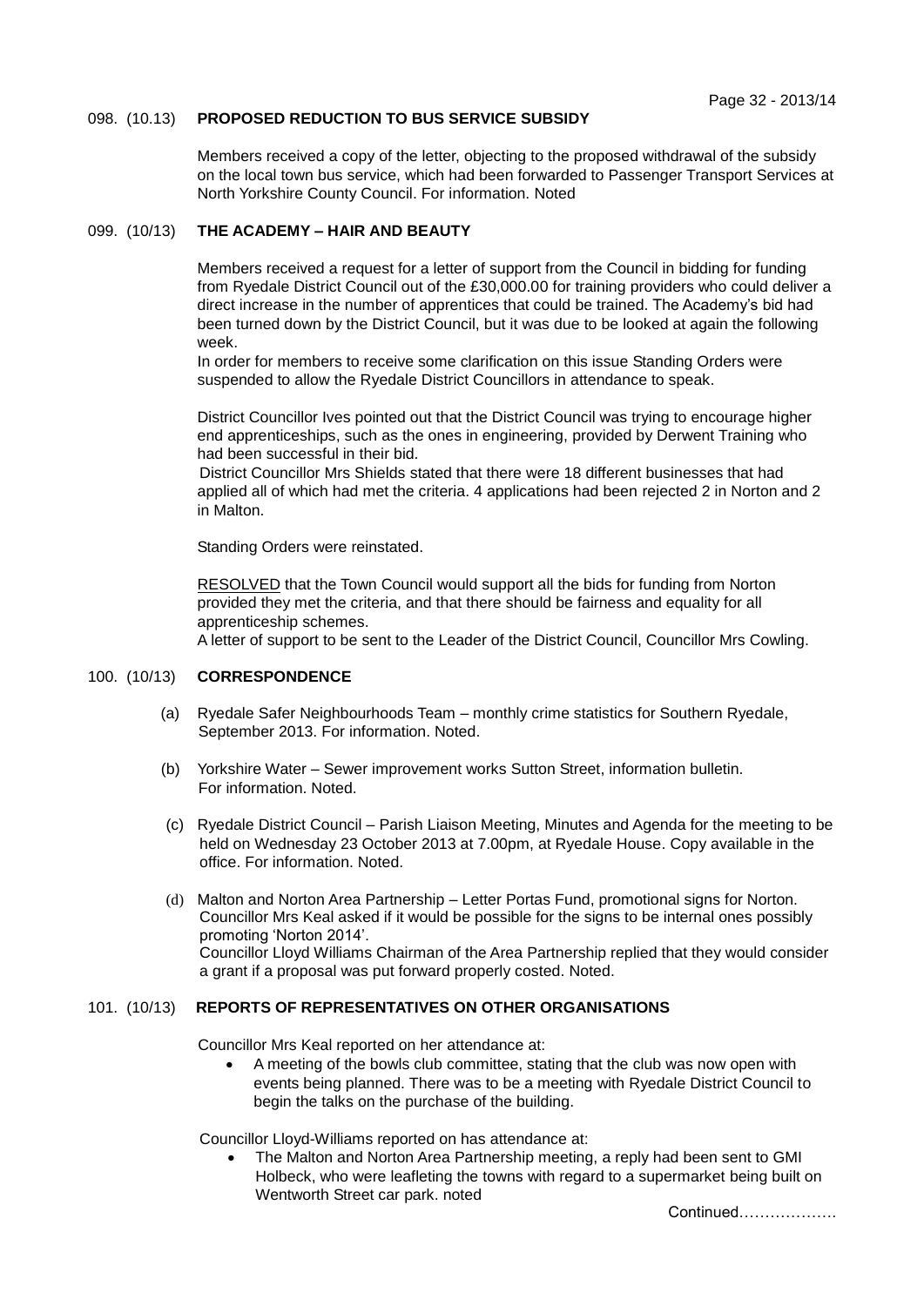### 098. (10.13) PROPOSED REDUCTION TO BUS SERVICE SUBSIDY

Members received a copy of the letter, objecting to the proposed withdrawal of the subsidy on the local town bus service, which had been forwarded to Passenger Transport Services at North Yorkshire County Council. For information. Noted

### 099. (10/13) THE ACADEMY – HAIR AND BEAUTY

Members received a request for a letter of support from the Council in bidding for funding from Ryedale District Council out of the £30,000.00 for training providers who could deliver a direct increase in the number of apprentices that could be trained. The Academy's bid had been turned down by the District Council, but it was due to be looked at again the following week.
In order for members to receive some clarification on this issue Standing Orders were suspended to allow the Ryedale District Councillors in attendance to speak.

District Councillor Ives pointed out that the District Council was trying to encourage higher end apprenticeships, such as the ones in engineering, provided by Derwent Training who had been successful in their bid.
District Councillor Mrs Shields stated that there were 18 different businesses that had applied all of which had met the criteria. 4 applications had been rejected 2 in Norton and 2 in Malton.

Standing Orders were reinstated.

RESOLVED that the Town Council would support all the bids for funding from Norton provided they met the criteria, and that there should be fairness and equality for all apprenticeship schemes.
A letter of support to be sent to the Leader of the District Council, Councillor Mrs Cowling.

### 100. (10/13) CORRESPONDENCE

(a) Ryedale Safer Neighbourhoods Team – monthly crime statistics for Southern Ryedale, September 2013. For information. Noted.

(b) Yorkshire Water – Sewer improvement works Sutton Street, information bulletin. For information. Noted.

(c) Ryedale District Council – Parish Liaison Meeting, Minutes and Agenda for the meeting to be held on Wednesday 23 October 2013 at 7.00pm, at Ryedale House. Copy available in the office. For information. Noted.

(d) Malton and Norton Area Partnership – Letter Portas Fund, promotional signs for Norton. Councillor Mrs Keal asked if it would be possible for the signs to be internal ones possibly promoting 'Norton 2014'.
Councillor Lloyd Williams Chairman of the Area Partnership replied that they would consider a grant if a proposal was put forward properly costed. Noted.

### 101. (10/13) REPORTS OF REPRESENTATIVES ON OTHER ORGANISATIONS

Councillor Mrs Keal reported on her attendance at:

- A meeting of the bowls club committee, stating that the club was now open with events being planned. There was to be a meeting with Ryedale District Council to begin the talks on the purchase of the building.

Councillor Lloyd-Williams reported on has attendance at:

- The Malton and Norton Area Partnership meeting, a reply had been sent to GMI Holbeck, who were leafleting the towns with regard to a supermarket being built on Wentworth Street car park. noted

Continued……………….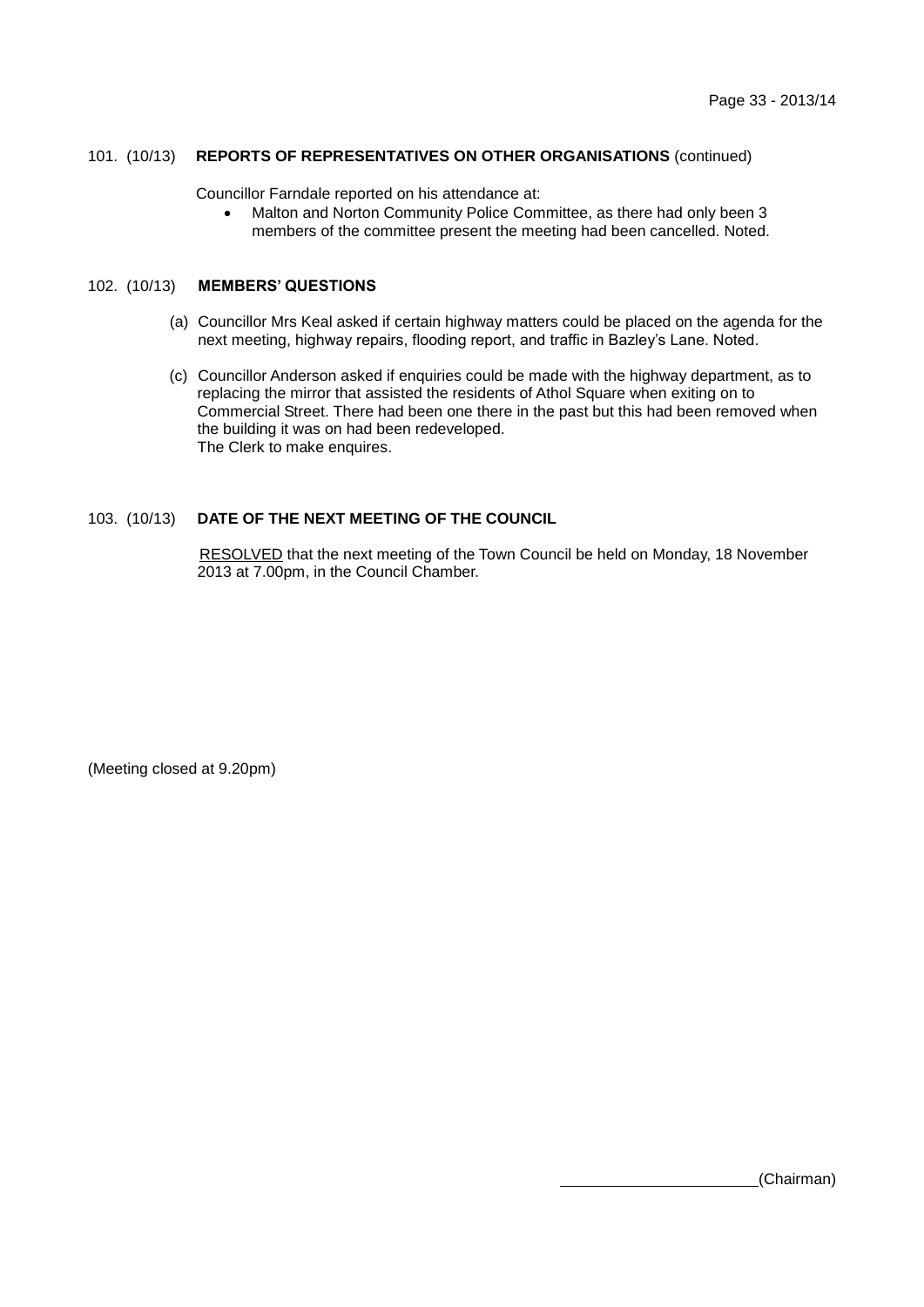101. (10/13) **REPORTS OF REPRESENTATIVES ON OTHER ORGANISATIONS** (continued)

Councillor Farndale reported on his attendance at:

- Malton and Norton Community Police Committee, as there had only been 3 members of the committee present the meeting had been cancelled. Noted.

102. (10/13) **MEMBERS' QUESTIONS**

(a) Councillor Mrs Keal asked if certain highway matters could be placed on the agenda for the next meeting, highway repairs, flooding report, and traffic in Bazley's Lane. Noted.

(c) Councillor Anderson asked if enquiries could be made with the highway department, as to replacing the mirror that assisted the residents of Athol Square when exiting on to Commercial Street. There had been one there in the past but this had been removed when the building it was on had been redeveloped.
The Clerk to make enquires.

103. (10/13) **DATE OF THE NEXT MEETING OF THE COUNCIL**

RESOLVED that the next meeting of the Town Council be held on Monday, 18 November 2013 at 7.00pm, in the Council Chamber.

(Meeting closed at 9.20pm)

\_\_\_\_\_\_\_\_\_\_\_\_\_\_\_\_\_\_\_\_\_\_(Chairman)